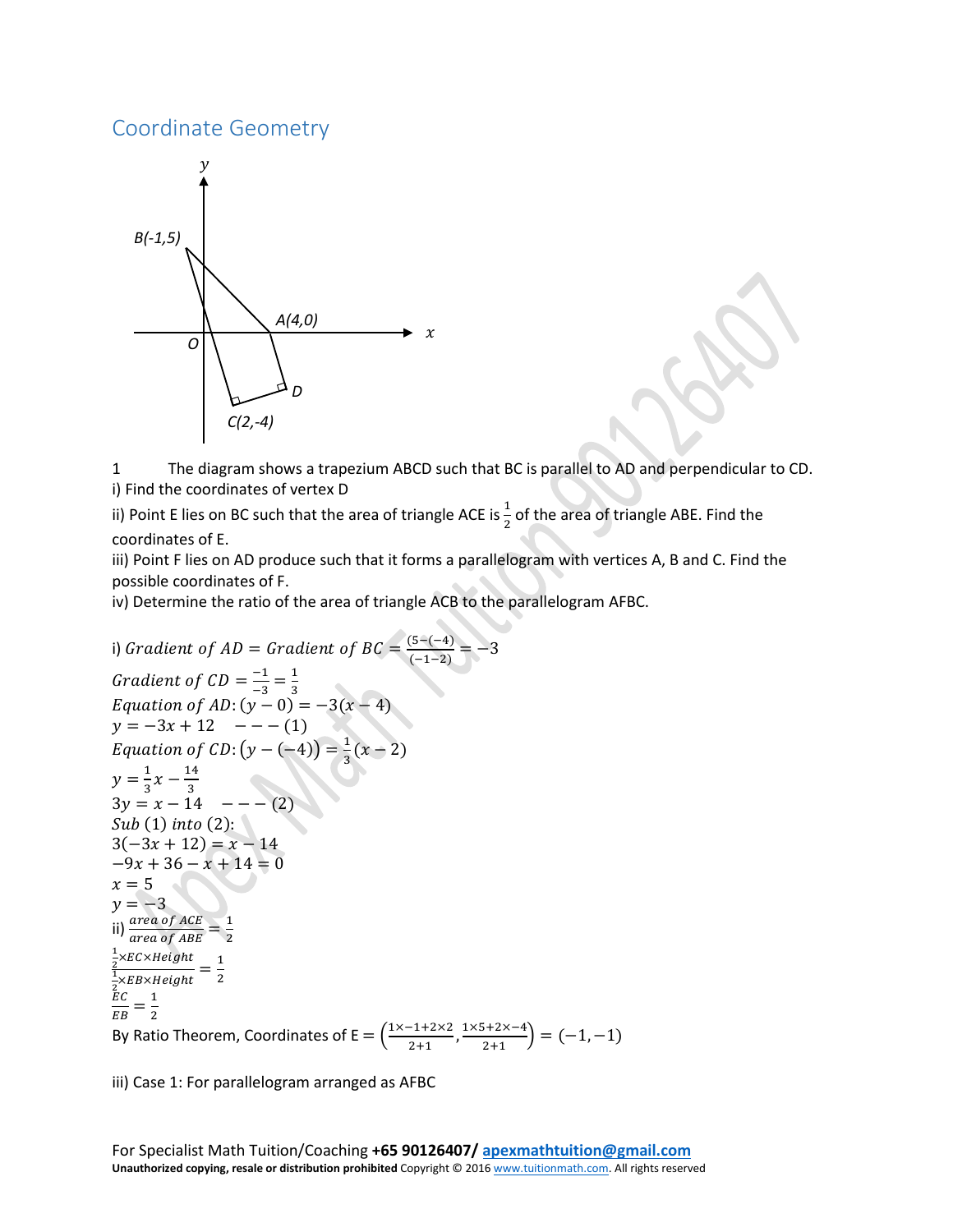# Coordinate Geometry

1 The diagram shows a trapezium ABCD such that BC is parallel to AD and perpendicular to CD.

i) Find the coordinates of vertex D

ii) Point E lies on BC such that the area of triangle ACE is $\frac{1}{2}$ of the area of triangle ABE. Find the coordinates of E.

iii) Point F lies on AD produce such that it forms a parallelogram with vertices A, B and C. Find the possible coordinates of F.

iv) Determine the ratio of the area of triangle ACB to the parallelogram AFBC.

i) $Gradient\ of\ AD = Gradient\ of\ BC = \frac{(5-(-4))}{(-1-2)} = -3$

$Gradient\ of\ CD = \frac{-1}{-3} = \frac{1}{3}$

$Equation\ of\ AD: (y-0) = -3(x-4)$

$y = -3x + 12 \quad --- (1)$

$Equation\ of\ CD: \left(y-(-4)\right) = \frac{1}{3}(x-2)$

$y = \frac{1}{3}x - \frac{14}{3}$

$3y = x - 14 \quad --- (2)$

$Sub\ (1)\ into\ (2):$

$3(-3x+12) = x - 14$

$-9x + 36 - x + 14 = 0$

$x = 5$

$y = -3$

ii) $\frac{area\ of\ ACE}{area\ of\ ABE} = \frac{1}{2}$

$\frac{\frac{1}{2} \times EC \times Height}{\frac{1}{2} \times EB \times Height} = \frac{1}{2}$

$\frac{EC}{EB} = \frac{1}{2}$

By Ratio Theorem, Coordinates of E = $\left(\frac{1\times -1 + 2\times 2}{2+1}, \frac{1\times 5 + 2\times -4}{2+1}\right) = (-1, -1)$

iii) Case 1: For parallelogram arranged as AFBC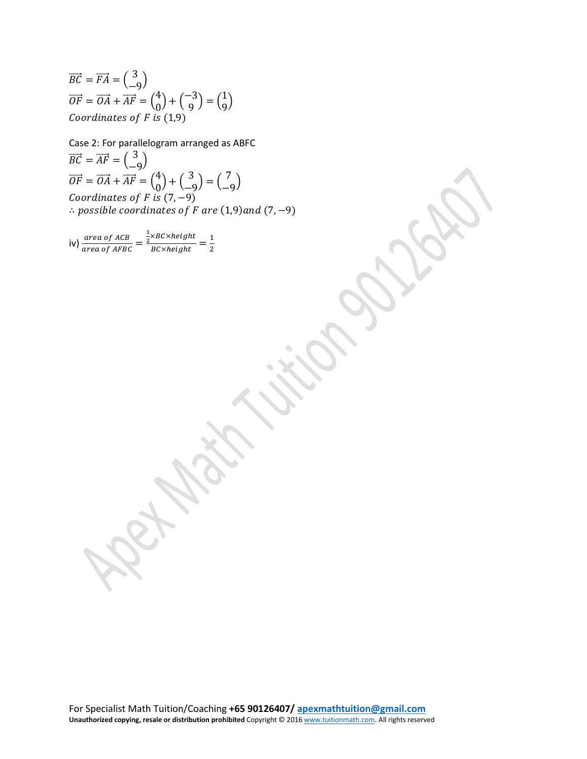$\overrightarrow{BC} = \overrightarrow{FA} = \begin{pmatrix} 3 \\ -9 \end{pmatrix}$

$\overrightarrow{OF} = \overrightarrow{OA} + \overrightarrow{AF} = \begin{pmatrix} 4 \\ 0 \end{pmatrix} + \begin{pmatrix} -3 \\ 9 \end{pmatrix} = \begin{pmatrix} 1 \\ 9 \end{pmatrix}$

$Coordinates\ of\ F\ is\ (1,9)$

Case 2: For parallelogram arranged as ABFC

$\overrightarrow{BC} = \overrightarrow{AF} = \begin{pmatrix} 3 \\ -9 \end{pmatrix}$

$\overrightarrow{OF} = \overrightarrow{OA} + \overrightarrow{AF} = \begin{pmatrix} 4 \\ 0 \end{pmatrix} + \begin{pmatrix} 3 \\ -9 \end{pmatrix} = \begin{pmatrix} 7 \\ -9 \end{pmatrix}$

$Coordinates\ of\ F\ is\ (7,-9)$

$\therefore\ possible\ coordinates\ of\ F\ are\ (1,9) and\ (7,-9)$

iv) $\frac{area\ of\ ACB}{area\ of\ AFBC} = \frac{\frac{1}{2} \times BC \times height}{BC \times height} = \frac{1}{2}$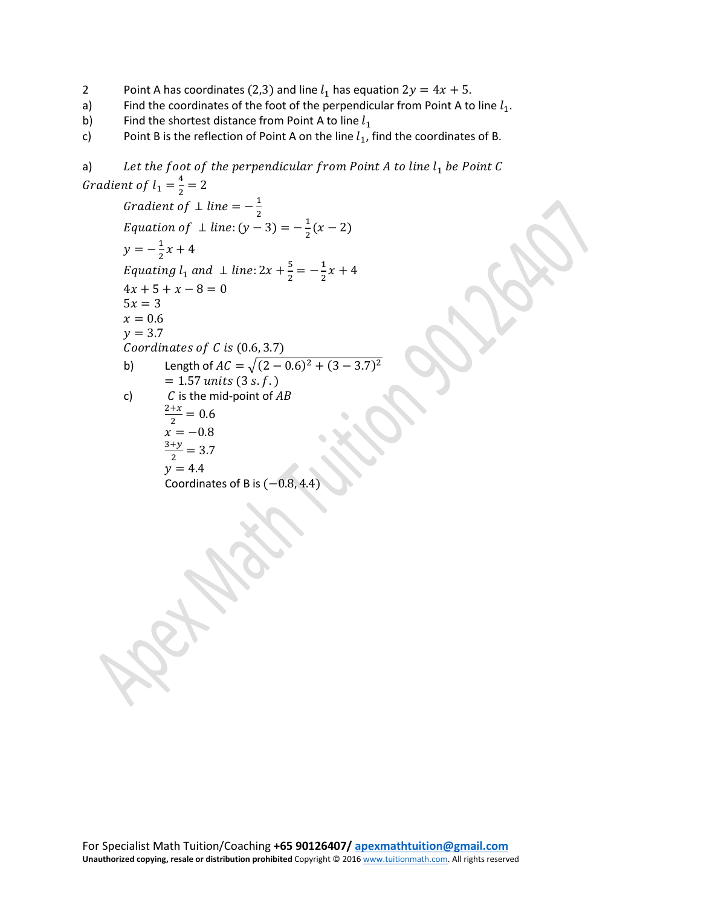2 Point A has coordinates (2,3) and line $l_1$ has equation $2y = 4x + 5$.

a) Find the coordinates of the foot of the perpendicular from Point A to line $l_1$.

b) Find the shortest distance from Point A to line $l_1$

c) Point B is the reflection of Point A on the line $l_1$, find the coordinates of B.

a) *Let the foot of the perpendicular from Point A to line $l_1$ be Point C*

$Gradient\ of\ l_1 = \frac{4}{2} = 2$

$Gradient\ of \perp line = -\frac{1}{2}$

$Equation\ of \perp line: (y - 3) = -\frac{1}{2}(x - 2)$

$y = -\frac{1}{2}x + 4$

$Equating\ l_1\ and \perp line: 2x + \frac{5}{2} = -\frac{1}{2}x + 4$

$4x + 5 + x - 8 = 0$

$5x = 3$

$x = 0.6$

$y = 3.7$

$Coordinates\ of\ C\ is\ (0.6, 3.7)$

b) Length of $AC = \sqrt{(2 - 0.6)^2 + (3 - 3.7)^2}$

$= 1.57\ units\ (3\ s.f.)$

c) $C$ is the mid-point of $AB$

$\frac{2+x}{2} = 0.6$

$x = -0.8$

$\frac{3+y}{2} = 3.7$

$y = 4.4$

Coordinates of B is $(-0.8, 4.4)$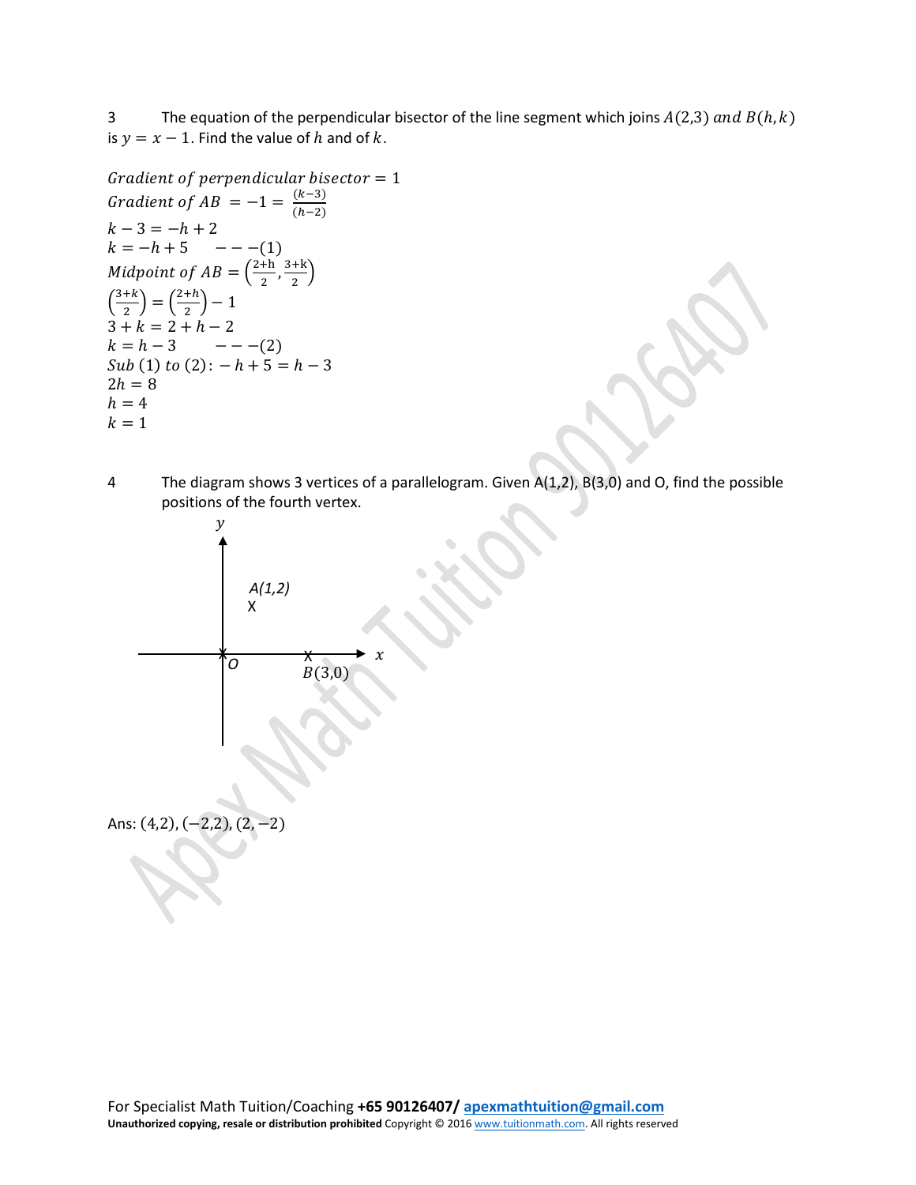3 The equation of the perpendicular bisector of the line segment which joins $A(2,3)$ *and* $B(h,k)$ is $y = x - 1$. Find the value of $h$ and of $k$.

$Gradient\ of\ perpendicular\ bisector = 1$

$Gradient\ of\ AB\ = -1 = \frac{(k-3)}{(h-2)}$

$k - 3 = -h + 2$

$k = -h + 5 \quad ---(1)$

$Midpoint\ of\ AB = \left(\frac{2+h}{2}, \frac{3+k}{2}\right)$

$\left(\frac{3+k}{2}\right) = \left(\frac{2+h}{2}\right) - 1$

$3 + k = 2 + h - 2$

$k = h - 3 \quad ---(2)$

$Sub\ (1)\ to\ (2): -h + 5 = h - 3$

$2h = 8$

$h = 4$

$k = 1$

4 The diagram shows 3 vertices of a parallelogram. Given A(1,2), B(3,0) and O, find the possible positions of the fourth vertex.

Ans: $(4,2)$, $(-2,2)$, $(2,-2)$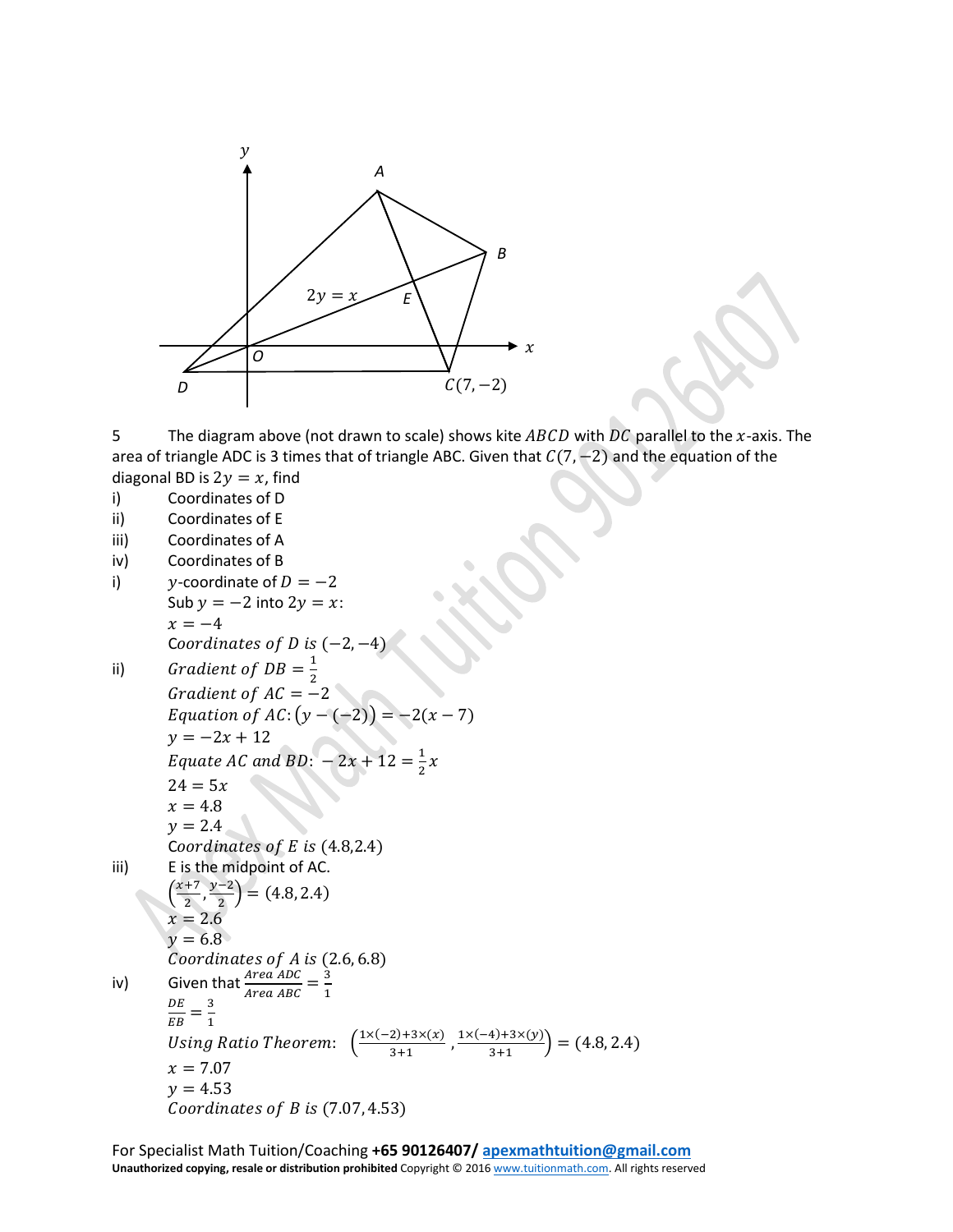5 The diagram above (not drawn to scale) shows kite $ABCD$ with $DC$ parallel to the $x$-axis. The area of triangle ADC is 3 times that of triangle ABC. Given that $C(7,-2)$ and the equation of the diagonal BD is $2y = x$, find

i) Coordinates of D

ii) Coordinates of E

iii) Coordinates of A

iv) Coordinates of B

i) $y$-coordinate of $D = -2$

Sub $y = -2$ into $2y = x$:

$x = -4$

$Coordinates\ of\ D\ is\ (-2,-4)$

ii) $Gradient\ of\ DB = \frac{1}{2}$

$Gradient\ of\ AC = -2$

$Equation\ of\ AC\!: (y-(-2)) = -2(x-7)$

$y = -2x + 12$

$Equate\ AC\ and\ BD\!: -2x + 12 = \frac{1}{2}x$

$24 = 5x$

$x = 4.8$

$y = 2.4$

$Coordinates\ of\ E\ is\ (4.8, 2.4)$

iii) E is the midpoint of AC.

$\left(\frac{x+7}{2}, \frac{y-2}{2}\right) = (4.8, 2.4)$

$x = 2.6$

$y = 6.8$

$Coordinates\ of\ A\ is\ (2.6, 6.8)$

iv) Given that $\frac{Area\ ADC}{Area\ ABC} = \frac{3}{1}$

$\frac{DE}{EB} = \frac{3}{1}$

$Using\ Ratio\ Theorem\!:\ \left(\frac{1\times(-2)+3\times(x)}{3+1}, \frac{1\times(-4)+3\times(y)}{3+1}\right) = (4.8, 2.4)$

$x = 7.07$

$y = 4.53$

$Coordinates\ of\ B\ is\ (7.07, 4.53)$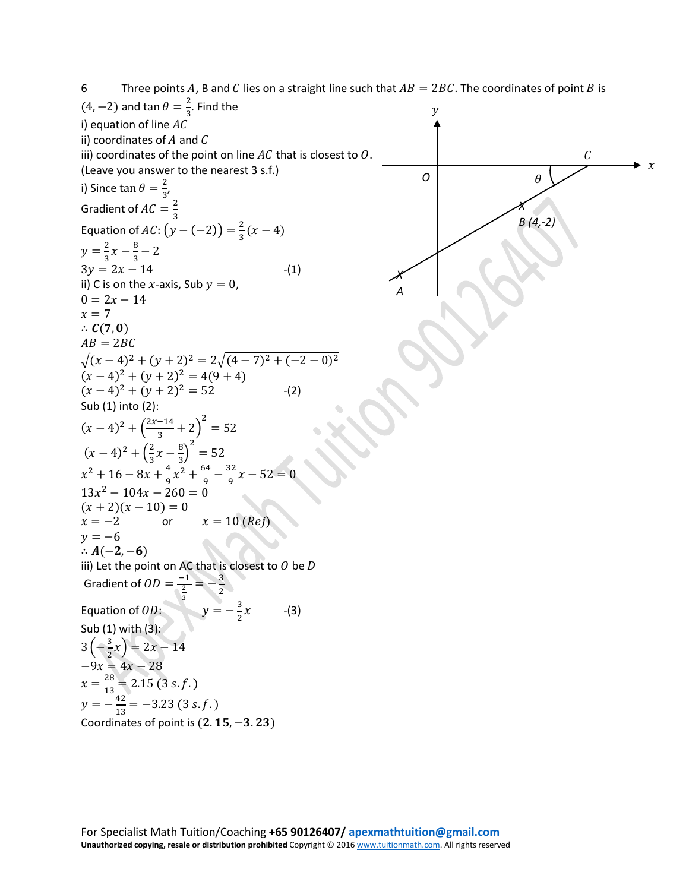6 Three points $A$, B and $C$ lies on a straight line such that $AB = 2BC$. The coordinates of point $B$ is $(4, -2)$ and $\tan\theta = \frac{2}{3}$. Find the

i) equation of line $AC$

ii) coordinates of $A$ and $C$

iii) coordinates of the point on line $AC$ that is closest to $O$. (Leave you answer to the nearest 3 s.f.)

i) Since $\tan\theta = \frac{2}{3}$,

Gradient of $AC = \frac{2}{3}$

Equation of $AC$: $\left(y - (-2)\right) = \frac{2}{3}(x - 4)$

$y = \frac{2}{3}x - \frac{8}{3} - 2$

$3y = 2x - 14$ -(1)

ii) C is on the $x$-axis, Sub $y = 0$,

$0 = 2x - 14$

$x = 7$

$\therefore \boldsymbol{C(7, 0)}$

$AB = 2BC$

$\sqrt{(x-4)^2 + (y+2)^2} = 2\sqrt{(4-7)^2 + (-2-0)^2}$

$(x-4)^2 + (y+2)^2 = 4(9+4)$

$(x-4)^2 + (y+2)^2 = 52$ -(2)

Sub (1) into (2):

$(x-4)^2 + \left(\frac{2x-14}{3} + 2\right)^2 = 52$

$(x-4)^2 + \left(\frac{2}{3}x - \frac{8}{3}\right)^2 = 52$

$x^2 + 16 - 8x + \frac{4}{9}x^2 + \frac{64}{9} - \frac{32}{9}x - 52 = 0$

$13x^2 - 104x - 260 = 0$

$(x+2)(x-10) = 0$

$x = -2$ or $x = 10\ (Rej)$

$y = -6$

$\therefore \boldsymbol{A(-2, -6)}$

iii) Let the point on AC that is closest to $O$ be $D$

Gradient of $OD = \frac{-1}{\frac{2}{3}} = -\frac{3}{2}$

Equation of $OD$: $y = -\frac{3}{2}x$ -(3)

Sub (1) with (3):

$3\left(-\frac{3}{2}x\right) = 2x - 14$

$-9x = 4x - 28$

$x = \frac{28}{13} = 2.15\ (3\ s.f.)$

$y = -\frac{42}{13} = -3.23\ (3\ s.f.)$

Coordinates of point is $(\mathbf{2.15}, \mathbf{-3.23})$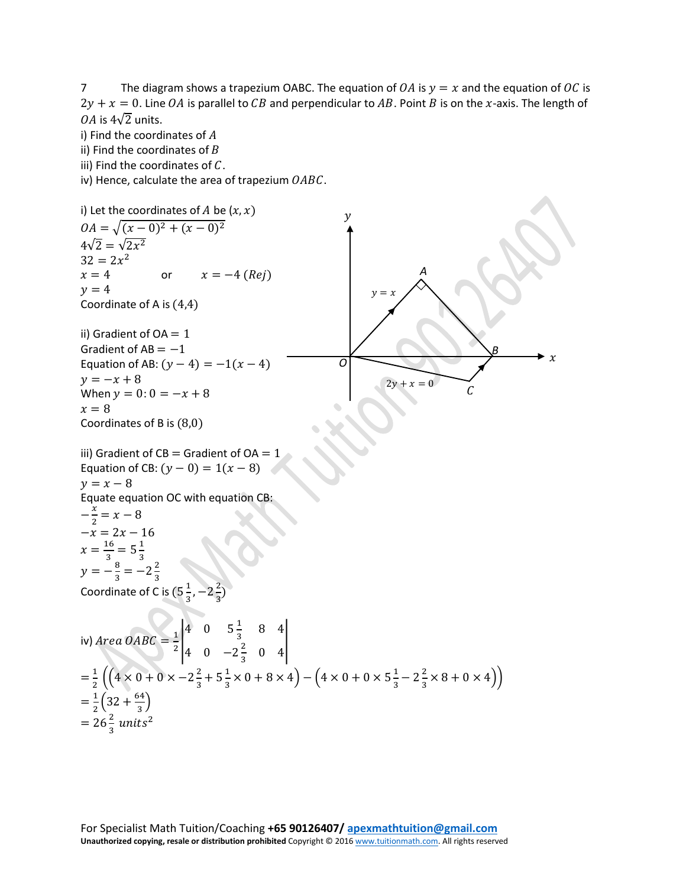7 The diagram shows a trapezium OABC. The equation of $OA$ is $y = x$ and the equation of $OC$ is $2y + x = 0$. Line $OA$ is parallel to $CB$ and perpendicular to $AB$. Point $B$ is on the $x$-axis. The length of $OA$ is $4\sqrt{2}$ units.

i) Find the coordinates of $A$

ii) Find the coordinates of $B$

iii) Find the coordinates of $C$.

iv) Hence, calculate the area of trapezium $OABC$.

i) Let the coordinates of $A$ be $(x, x)$

$OA = \sqrt{(x-0)^2 + (x-0)^2}$

$4\sqrt{2} = \sqrt{2x^2}$

$32 = 2x^2$

$x = 4$ or $x = -4\ (Rej)$

$y = 4$

Coordinate of A is $(4,4)$

ii) Gradient of OA $= 1$

Gradient of AB $= -1$

Equation of AB: $(y - 4) = -1(x - 4)$

$y = -x + 8$

When $y = 0$: $0 = -x + 8$

$x = 8$

Coordinates of B is $(8,0)$

iii) Gradient of CB $=$ Gradient of OA $= 1$

Equation of CB: $(y - 0) = 1(x - 8)$

$y = x - 8$

Equate equation OC with equation CB:

$-\frac{x}{2} = x - 8$

$-x = 2x - 16$

$x = \frac{16}{3} = 5\frac{1}{3}$

$y = -\frac{8}{3} = -2\frac{2}{3}$

Coordinate of C is $(5\frac{1}{3}, -2\frac{2}{3})$

iv) $Area\ OABC = \frac{1}{2}\begin{vmatrix} 4 & 0 & 5\frac{1}{3} & 8 & 4 \\ 4 & 0 & -2\frac{2}{3} & 0 & 4 \end{vmatrix}$

$= \frac{1}{2}\left(\left(4 \times 0 + 0 \times -2\frac{2}{3} + 5\frac{1}{3} \times 0 + 8 \times 4\right) - \left(4 \times 0 + 0 \times 5\frac{1}{3} - 2\frac{2}{3} \times 8 + 0 \times 4\right)\right)$

$= \frac{1}{2}\left(32 + \frac{64}{3}\right)$

$= 26\frac{2}{3}\ units^2$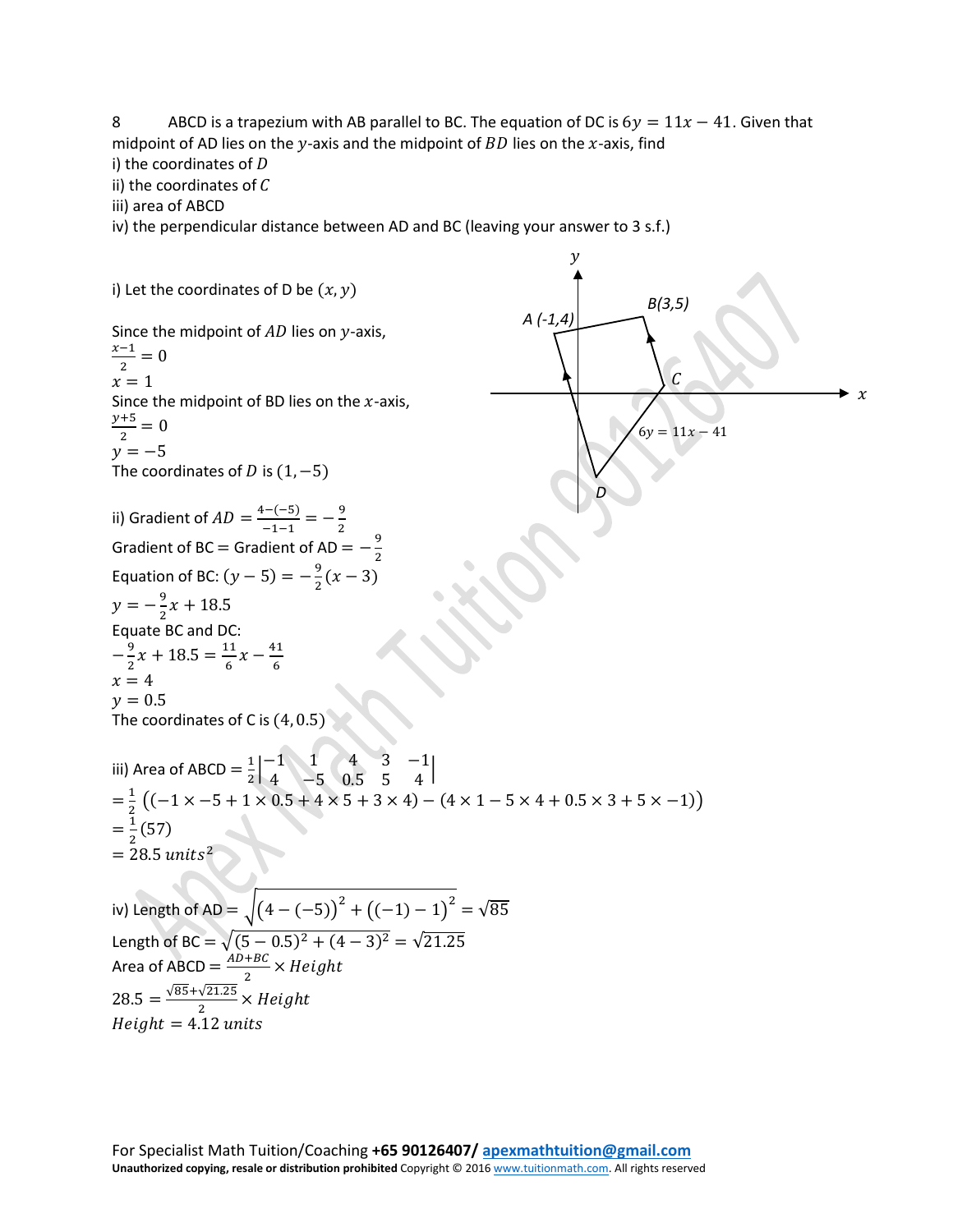8 ABCD is a trapezium with AB parallel to BC. The equation of DC is $6y = 11x - 41$. Given that midpoint of AD lies on the $y$-axis and the midpoint of $BD$ lies on the $x$-axis, find

i) the coordinates of $D$

ii) the coordinates of $C$

iii) area of ABCD

iv) the perpendicular distance between AD and BC (leaving your answer to 3 s.f.)

i) Let the coordinates of D be $(x, y)$

Since the midpoint of $AD$ lies on $y$-axis,

$\frac{x-1}{2} = 0$

$x = 1$

Since the midpoint of BD lies on the $x$-axis,

$\frac{y+5}{2} = 0$

$y = -5$

The coordinates of $D$ is $(1, -5)$

ii) Gradient of $AD = \frac{4-(-5)}{-1-1} = -\frac{9}{2}$

Gradient of BC = Gradient of AD $= -\frac{9}{2}$

Equation of BC: $(y - 5) = -\frac{9}{2}(x - 3)$

$y = -\frac{9}{2}x + 18.5$

Equate BC and DC:

$-\frac{9}{2}x + 18.5 = \frac{11}{6}x - \frac{41}{6}$

$x = 4$

$y = 0.5$

The coordinates of C is $(4, 0.5)$

iii) Area of ABCD $= \frac{1}{2}\begin{vmatrix} -1 & 1 & 4 & 3 & -1 \\ 4 & -5 & 0.5 & 5 & 4 \end{vmatrix}$

$= \frac{1}{2}\left((-1 \times -5 + 1 \times 0.5 + 4 \times 5 + 3 \times 4) - (4 \times 1 - 5 \times 4 + 0.5 \times 3 + 5 \times -1)\right)$

$= \frac{1}{2}(57)$

$= 28.5\ units^2$

iv) Length of AD $= \sqrt{\left(4-(-5)\right)^2 + \left((-1)-1\right)^2} = \sqrt{85}$

Length of BC $= \sqrt{(5-0.5)^2 + (4-3)^2} = \sqrt{21.25}$

Area of ABCD $= \frac{AD+BC}{2} \times Height$

$28.5 = \frac{\sqrt{85}+\sqrt{21.25}}{2} \times Height$

$Height = 4.12\ units$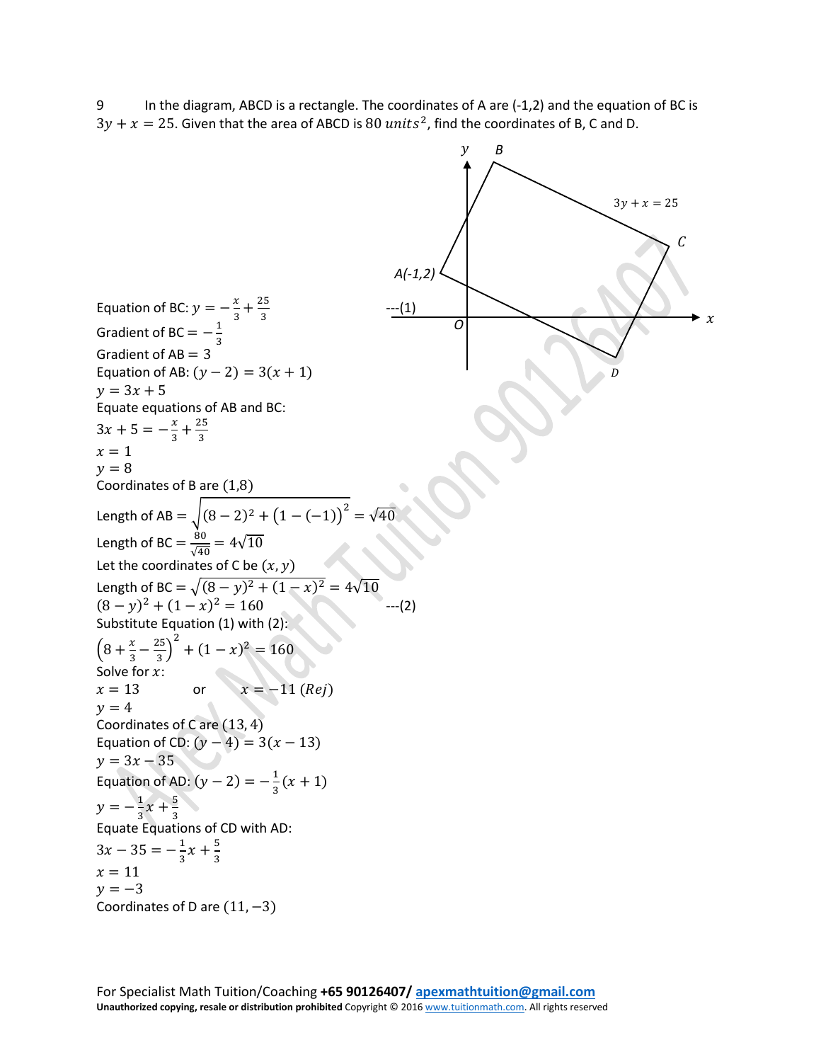9 In the diagram, ABCD is a rectangle. The coordinates of A are (-1,2) and the equation of BC is $3y + x = 25$. Given that the area of ABCD is $80\ units^2$, find the coordinates of B, C and D.

Equation of BC: $y = -\frac{x}{3} + \frac{25}{3}$ ---(1)

Gradient of BC $= -\frac{1}{3}$

Gradient of AB $= 3$

Equation of AB: $(y - 2) = 3(x + 1)$

$y = 3x + 5$

Equate equations of AB and BC:

$3x + 5 = -\frac{x}{3} + \frac{25}{3}$

$x = 1$

$y = 8$

Coordinates of B are $(1,8)$

Length of AB $= \sqrt{(8-2)^2 + (1-(-1))^2} = \sqrt{40}$

Length of BC $= \frac{80}{\sqrt{40}} = 4\sqrt{10}$

Let the coordinates of C be $(x, y)$

Length of BC $= \sqrt{(8-y)^2 + (1-x)^2} = 4\sqrt{10}$

$(8-y)^2 + (1-x)^2 = 160$ ---(2)

Substitute Equation (1) with (2):

$\left(8 + \frac{x}{3} - \frac{25}{3}\right)^2 + (1-x)^2 = 160$

Solve for $x$:

$x = 13$ or $x = -11\ (Rej)$

$y = 4$

Coordinates of C are $(13, 4)$

Equation of CD: $(y - 4) = 3(x - 13)$

$y = 3x - 35$

Equation of AD: $(y - 2) = -\frac{1}{3}(x + 1)$

$y = -\frac{1}{3}x + \frac{5}{3}$

Equate Equations of CD with AD:

$3x - 35 = -\frac{1}{3}x + \frac{5}{3}$

$x = 11$

$y = -3$

Coordinates of D are $(11, -3)$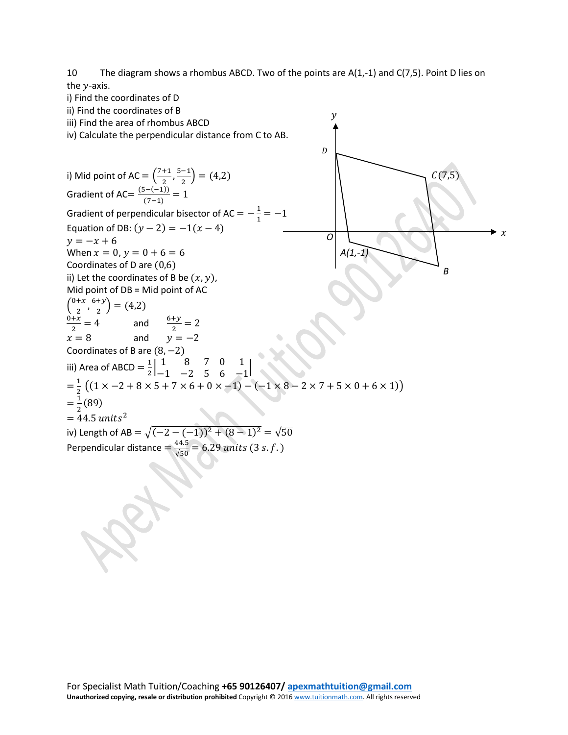10 The diagram shows a rhombus ABCD. Two of the points are A(1,-1) and C(7,5). Point D lies on the $y$-axis.

i) Find the coordinates of D

ii) Find the coordinates of B

iii) Find the area of rhombus ABCD

iv) Calculate the perpendicular distance from C to AB.

$y$

D

$C(7,5)$

O

$x$

A(1,-1)

B

i) Mid point of AC $= \left(\frac{7+1}{2}, \frac{5-1}{2}\right) = (4,2)$

Gradient of AC$= \frac{(5-(-1))}{(7-1)} = 1$

Gradient of perpendicular bisector of AC $= -\frac{1}{1} = -1$

Equation of DB: $(y-2) = -1(x-4)$

$y = -x + 6$

When $x = 0$, $y = 0 + 6 = 6$

Coordinates of D are $(0,6)$

ii) Let the coordinates of B be $(x, y)$,

Mid point of DB = Mid point of AC

$\left(\frac{0+x}{2}, \frac{6+y}{2}\right) = (4,2)$

$\frac{0+x}{2} = 4$ and $\frac{6+y}{2} = 2$

$x = 8$ and $y = -2$

Coordinates of B are $(8, -2)$

iii) Area of ABCD $= \frac{1}{2}\begin{vmatrix} 1 & 8 & 7 & 0 & 1 \\ -1 & -2 & 5 & 6 & -1 \end{vmatrix}$

$= \frac{1}{2}\left((1 \times -2 + 8 \times 5 + 7 \times 6 + 0 \times -1) - (-1 \times 8 - 2 \times 7 + 5 \times 0 + 6 \times 1)\right)$

$= \frac{1}{2}(89)$

$= 44.5\ units^2$

iv) Length of AB $= \sqrt{(-2-(-1))^2 + (8-1)^2} = \sqrt{50}$

Perpendicular distance $= \frac{44.5}{\sqrt{50}} = 6.29\ units\ (3\ s.f.)$